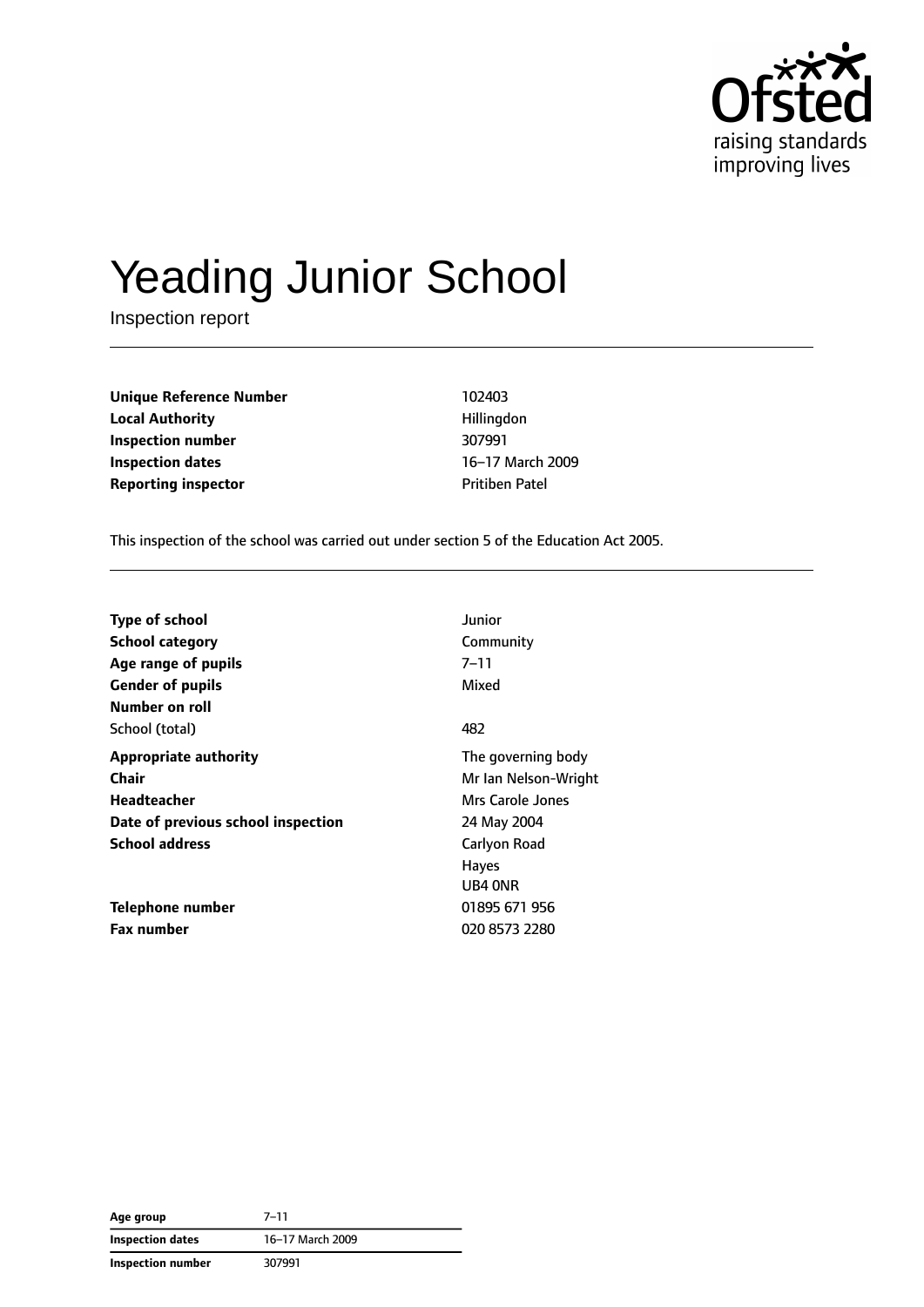# Yeading Junior School

Inspection report

| | |
|---|---|
| **Unique Reference Number** | 102403 |
| **Local Authority** | Hillingdon |
| **Inspection number** | 307991 |
| **Inspection dates** | 16–17 March 2009 |
| **Reporting inspector** | Pritiben Patel |

This inspection of the school was carried out under section 5 of the Education Act 2005.

| | |
|---|---|
| **Type of school** | Junior |
| **School category** | Community |
| **Age range of pupils** | 7–11 |
| **Gender of pupils** | Mixed |
| **Number on roll** | |
| School (total) | 482 |
| **Appropriate authority** | The governing body |
| **Chair** | Mr Ian Nelson-Wright |
| **Headteacher** | Mrs Carole Jones |
| **Date of previous school inspection** | 24 May 2004 |
| **School address** | Carlyon Road<br>Hayes<br>UB4 0NR |
| **Telephone number** | 01895 671 956 |
| **Fax number** | 020 8573 2280 |

| | |
|---|---|
| **Age group** | 7–11 |
| **Inspection dates** | 16–17 March 2009 |
| **Inspection number** | 307991 |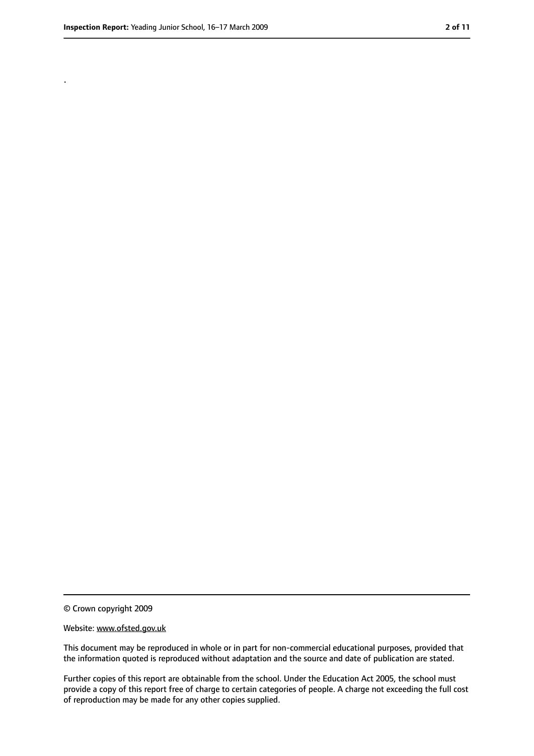.

© Crown copyright 2009

Website: www.ofsted.gov.uk

This document may be reproduced in whole or in part for non-commercial educational purposes, provided that the information quoted is reproduced without adaptation and the source and date of publication are stated.

Further copies of this report are obtainable from the school. Under the Education Act 2005, the school must provide a copy of this report free of charge to certain categories of people. A charge not exceeding the full cost of reproduction may be made for any other copies supplied.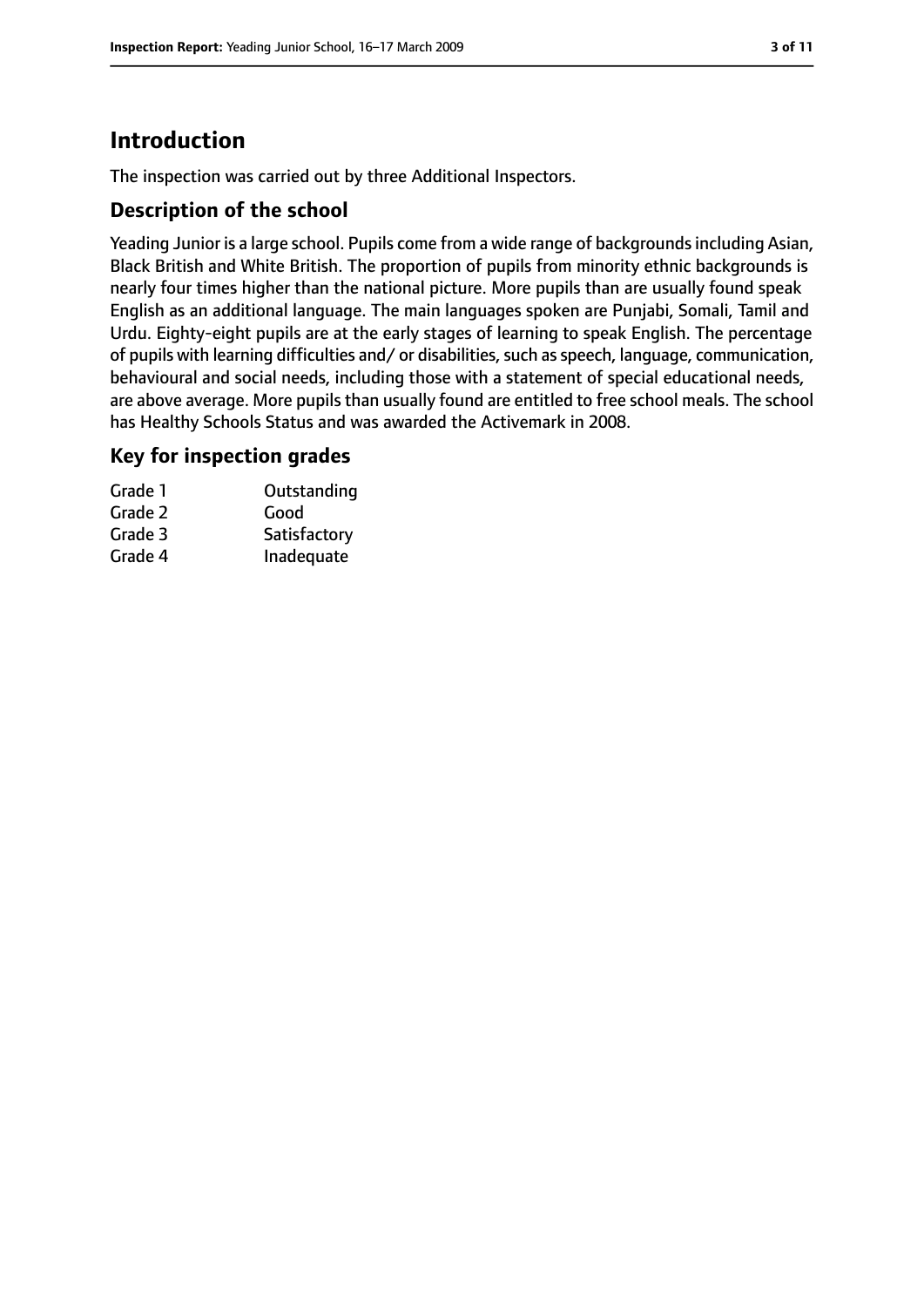# Introduction

The inspection was carried out by three Additional Inspectors.

## Description of the school

Yeading Junior is a large school. Pupils come from a wide range of backgrounds including Asian, Black British and White British. The proportion of pupils from minority ethnic backgrounds is nearly four times higher than the national picture. More pupils than are usually found speak English as an additional language. The main languages spoken are Punjabi, Somali, Tamil and Urdu. Eighty-eight pupils are at the early stages of learning to speak English. The percentage of pupils with learning difficulties and/ or disabilities, such as speech, language, communication, behavioural and social needs, including those with a statement of special educational needs, are above average. More pupils than usually found are entitled to free school meals. The school has Healthy Schools Status and was awarded the Activemark in 2008.

## Key for inspection grades

| | |
|---|---|
| Grade 1 | Outstanding |
| Grade 2 | Good |
| Grade 3 | Satisfactory |
| Grade 4 | Inadequate |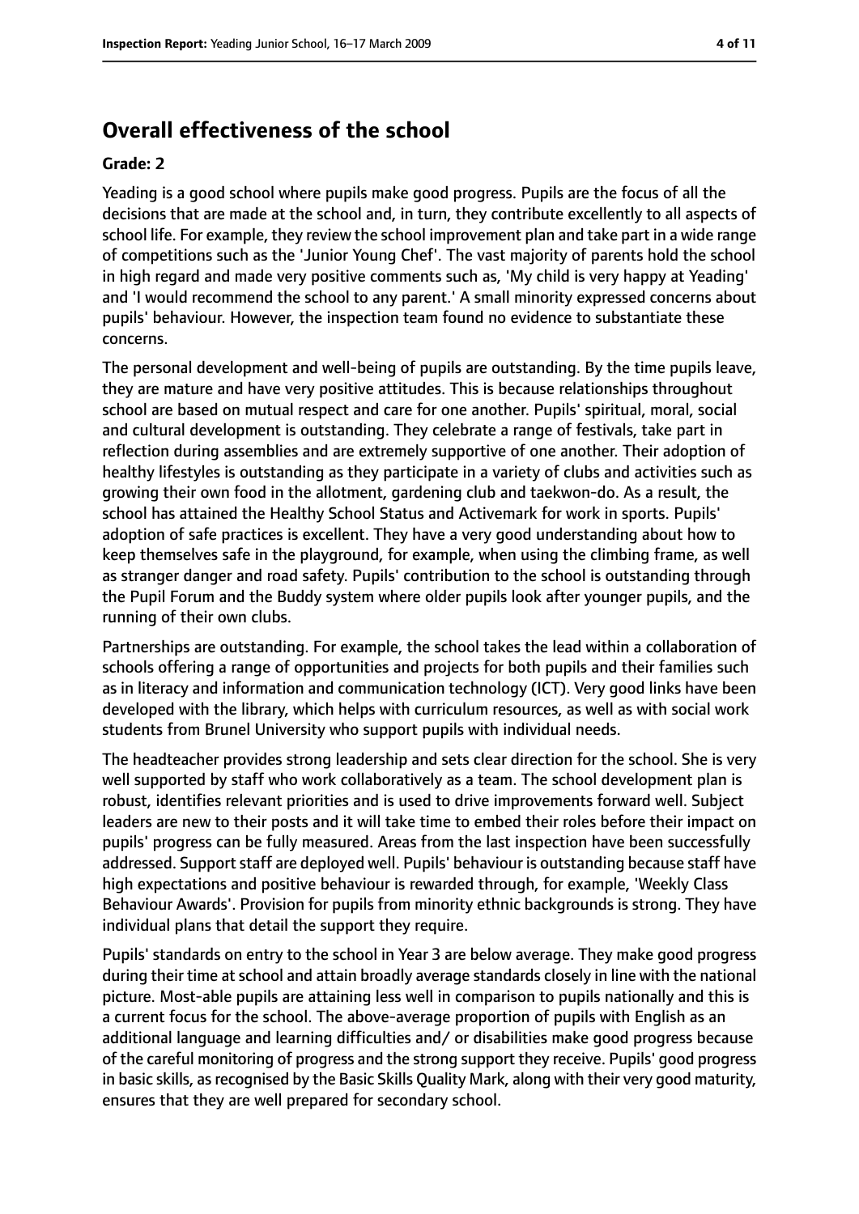## Overall effectiveness of the school

### Grade: 2

Yeading is a good school where pupils make good progress. Pupils are the focus of all the decisions that are made at the school and, in turn, they contribute excellently to all aspects of school life. For example, they review the school improvement plan and take part in a wide range of competitions such as the 'Junior Young Chef'. The vast majority of parents hold the school in high regard and made very positive comments such as, 'My child is very happy at Yeading' and 'I would recommend the school to any parent.' A small minority expressed concerns about pupils' behaviour. However, the inspection team found no evidence to substantiate these concerns.

The personal development and well-being of pupils are outstanding. By the time pupils leave, they are mature and have very positive attitudes. This is because relationships throughout school are based on mutual respect and care for one another. Pupils' spiritual, moral, social and cultural development is outstanding. They celebrate a range of festivals, take part in reflection during assemblies and are extremely supportive of one another. Their adoption of healthy lifestyles is outstanding as they participate in a variety of clubs and activities such as growing their own food in the allotment, gardening club and taekwon-do. As a result, the school has attained the Healthy School Status and Activemark for work in sports. Pupils' adoption of safe practices is excellent. They have a very good understanding about how to keep themselves safe in the playground, for example, when using the climbing frame, as well as stranger danger and road safety. Pupils' contribution to the school is outstanding through the Pupil Forum and the Buddy system where older pupils look after younger pupils, and the running of their own clubs.

Partnerships are outstanding. For example, the school takes the lead within a collaboration of schools offering a range of opportunities and projects for both pupils and their families such as in literacy and information and communication technology (ICT). Very good links have been developed with the library, which helps with curriculum resources, as well as with social work students from Brunel University who support pupils with individual needs.

The headteacher provides strong leadership and sets clear direction for the school. She is very well supported by staff who work collaboratively as a team. The school development plan is robust, identifies relevant priorities and is used to drive improvements forward well. Subject leaders are new to their posts and it will take time to embed their roles before their impact on pupils' progress can be fully measured. Areas from the last inspection have been successfully addressed. Support staff are deployed well. Pupils' behaviour is outstanding because staff have high expectations and positive behaviour is rewarded through, for example, 'Weekly Class Behaviour Awards'. Provision for pupils from minority ethnic backgrounds is strong. They have individual plans that detail the support they require.

Pupils' standards on entry to the school in Year 3 are below average. They make good progress during their time at school and attain broadly average standards closely in line with the national picture. Most-able pupils are attaining less well in comparison to pupils nationally and this is a current focus for the school. The above-average proportion of pupils with English as an additional language and learning difficulties and/ or disabilities make good progress because of the careful monitoring of progress and the strong support they receive. Pupils' good progress in basic skills, as recognised by the Basic Skills Quality Mark, along with their very good maturity, ensures that they are well prepared for secondary school.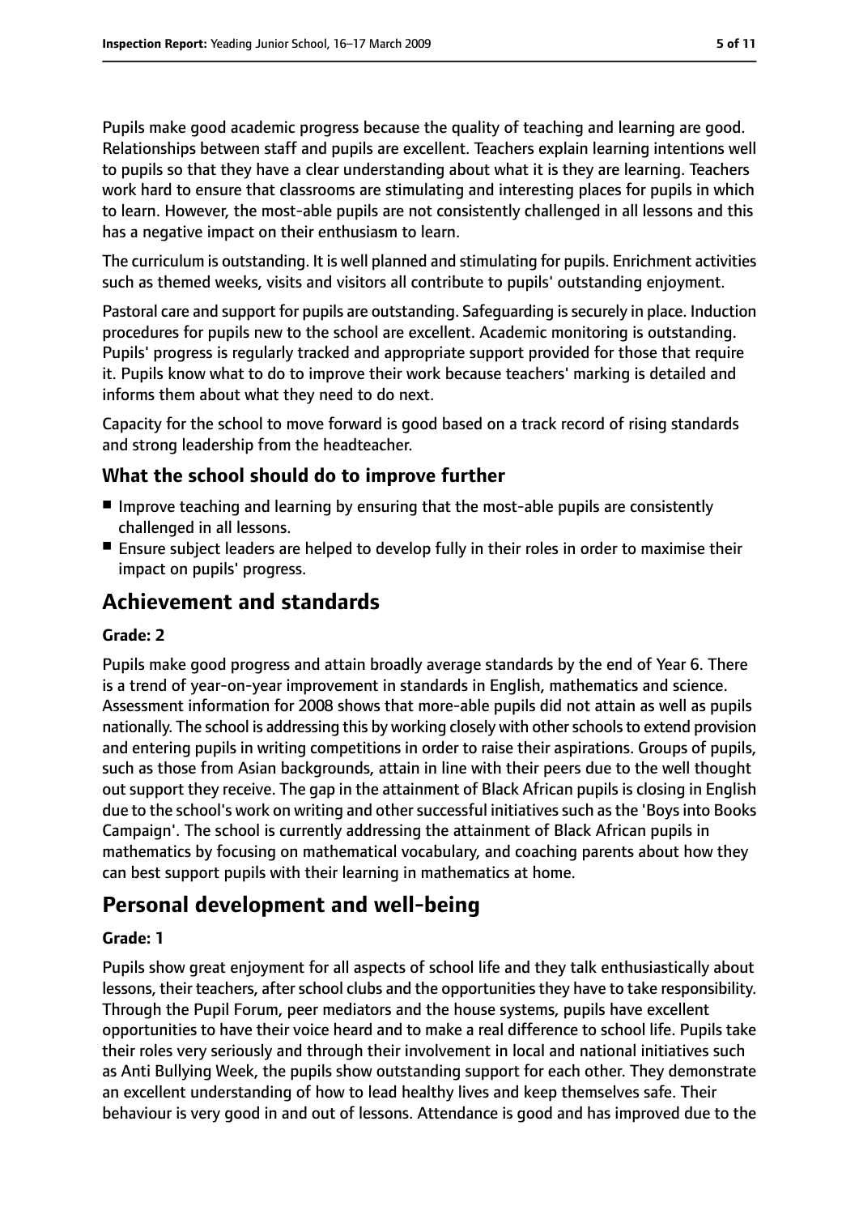Pupils make good academic progress because the quality of teaching and learning are good. Relationships between staff and pupils are excellent. Teachers explain learning intentions well to pupils so that they have a clear understanding about what it is they are learning. Teachers work hard to ensure that classrooms are stimulating and interesting places for pupils in which to learn. However, the most-able pupils are not consistently challenged in all lessons and this has a negative impact on their enthusiasm to learn.

The curriculum is outstanding. It is well planned and stimulating for pupils. Enrichment activities such as themed weeks, visits and visitors all contribute to pupils' outstanding enjoyment.

Pastoral care and support for pupils are outstanding. Safeguarding is securely in place. Induction procedures for pupils new to the school are excellent. Academic monitoring is outstanding. Pupils' progress is regularly tracked and appropriate support provided for those that require it. Pupils know what to do to improve their work because teachers' marking is detailed and informs them about what they need to do next.

Capacity for the school to move forward is good based on a track record of rising standards and strong leadership from the headteacher.

### What the school should do to improve further

- Improve teaching and learning by ensuring that the most-able pupils are consistently challenged in all lessons.
- Ensure subject leaders are helped to develop fully in their roles in order to maximise their impact on pupils' progress.

## Achievement and standards

**Grade: 2**

Pupils make good progress and attain broadly average standards by the end of Year 6. There is a trend of year-on-year improvement in standards in English, mathematics and science. Assessment information for 2008 shows that more-able pupils did not attain as well as pupils nationally. The school is addressing this by working closely with other schools to extend provision and entering pupils in writing competitions in order to raise their aspirations. Groups of pupils, such as those from Asian backgrounds, attain in line with their peers due to the well thought out support they receive. The gap in the attainment of Black African pupils is closing in English due to the school's work on writing and other successful initiatives such as the 'Boys into Books Campaign'. The school is currently addressing the attainment of Black African pupils in mathematics by focusing on mathematical vocabulary, and coaching parents about how they can best support pupils with their learning in mathematics at home.

## Personal development and well-being

**Grade: 1**

Pupils show great enjoyment for all aspects of school life and they talk enthusiastically about lessons, their teachers, after school clubs and the opportunities they have to take responsibility. Through the Pupil Forum, peer mediators and the house systems, pupils have excellent opportunities to have their voice heard and to make a real difference to school life. Pupils take their roles very seriously and through their involvement in local and national initiatives such as Anti Bullying Week, the pupils show outstanding support for each other. They demonstrate an excellent understanding of how to lead healthy lives and keep themselves safe. Their behaviour is very good in and out of lessons. Attendance is good and has improved due to the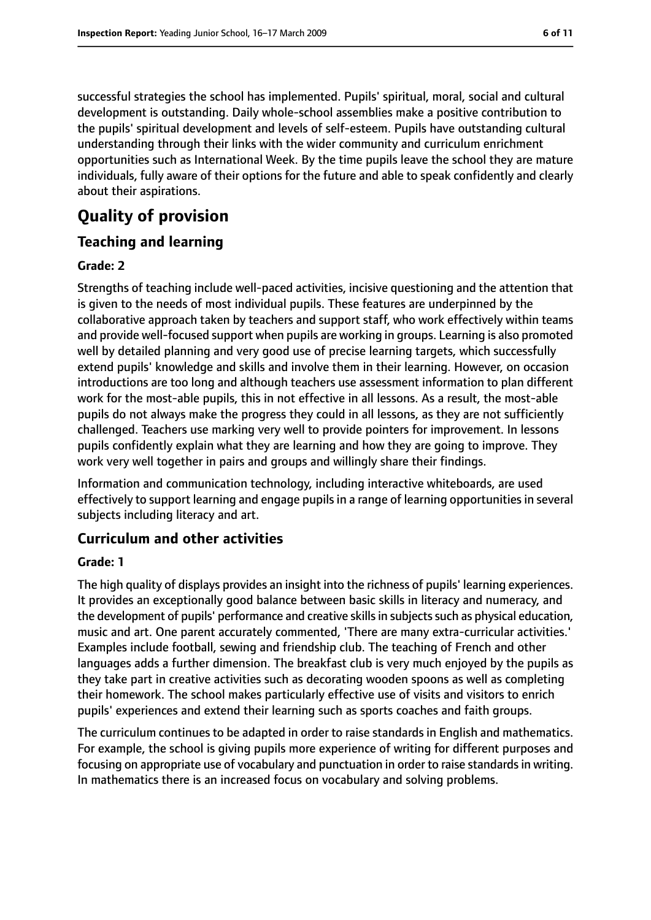successful strategies the school has implemented. Pupils' spiritual, moral, social and cultural development is outstanding. Daily whole-school assemblies make a positive contribution to the pupils' spiritual development and levels of self-esteem. Pupils have outstanding cultural understanding through their links with the wider community and curriculum enrichment opportunities such as International Week. By the time pupils leave the school they are mature individuals, fully aware of their options for the future and able to speak confidently and clearly about their aspirations.

# Quality of provision

## Teaching and learning

### Grade: 2

Strengths of teaching include well-paced activities, incisive questioning and the attention that is given to the needs of most individual pupils. These features are underpinned by the collaborative approach taken by teachers and support staff, who work effectively within teams and provide well-focused support when pupils are working in groups. Learning is also promoted well by detailed planning and very good use of precise learning targets, which successfully extend pupils' knowledge and skills and involve them in their learning. However, on occasion introductions are too long and although teachers use assessment information to plan different work for the most-able pupils, this in not effective in all lessons. As a result, the most-able pupils do not always make the progress they could in all lessons, as they are not sufficiently challenged. Teachers use marking very well to provide pointers for improvement. In lessons pupils confidently explain what they are learning and how they are going to improve. They work very well together in pairs and groups and willingly share their findings.

Information and communication technology, including interactive whiteboards, are used effectively to support learning and engage pupils in a range of learning opportunities in several subjects including literacy and art.

## Curriculum and other activities

### Grade: 1

The high quality of displays provides an insight into the richness of pupils' learning experiences. It provides an exceptionally good balance between basic skills in literacy and numeracy, and the development of pupils' performance and creative skills in subjects such as physical education, music and art. One parent accurately commented, 'There are many extra-curricular activities.' Examples include football, sewing and friendship club. The teaching of French and other languages adds a further dimension. The breakfast club is very much enjoyed by the pupils as they take part in creative activities such as decorating wooden spoons as well as completing their homework. The school makes particularly effective use of visits and visitors to enrich pupils' experiences and extend their learning such as sports coaches and faith groups.

The curriculum continues to be adapted in order to raise standards in English and mathematics. For example, the school is giving pupils more experience of writing for different purposes and focusing on appropriate use of vocabulary and punctuation in order to raise standards in writing. In mathematics there is an increased focus on vocabulary and solving problems.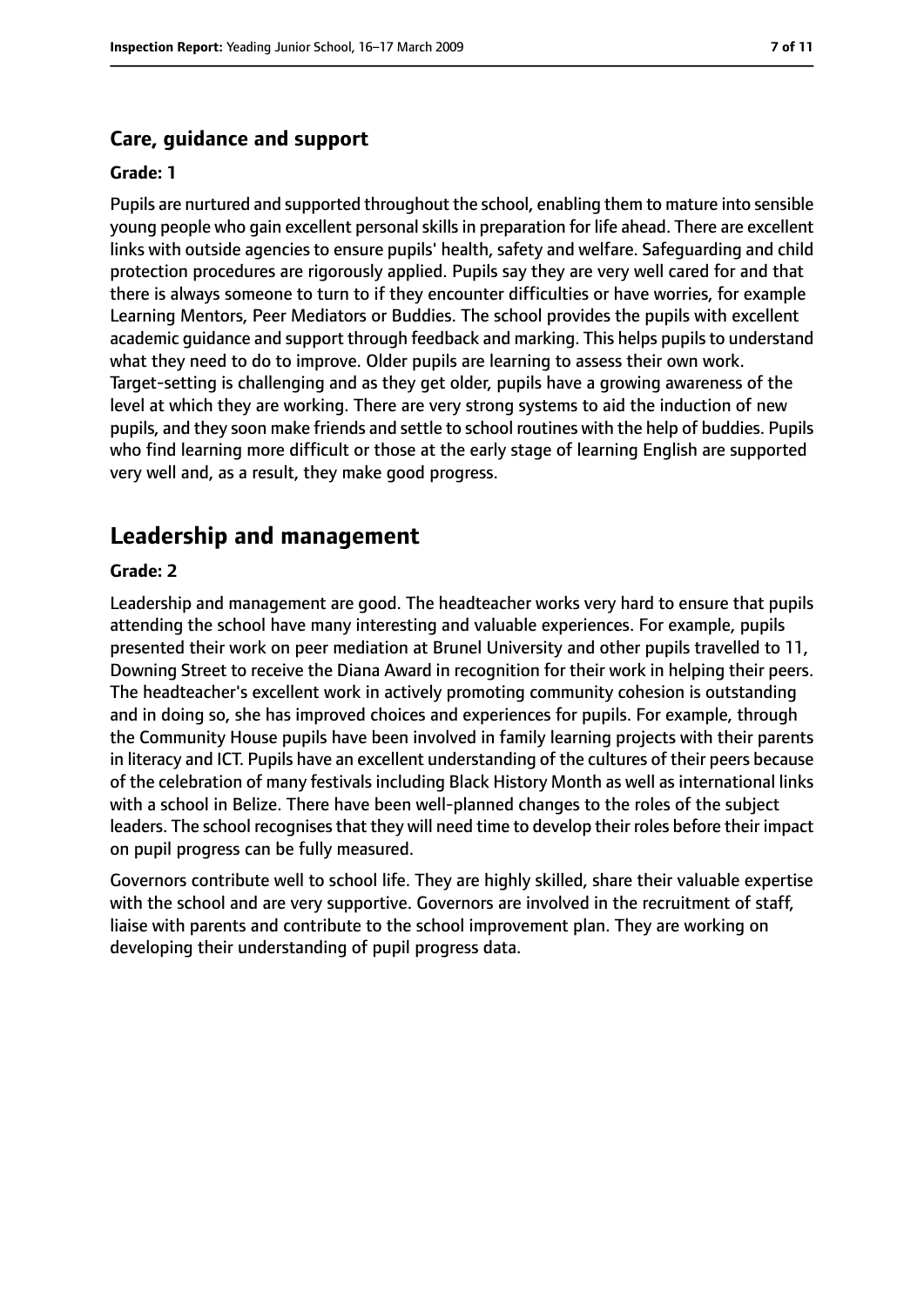### Care, guidance and support

**Grade: 1**

Pupils are nurtured and supported throughout the school, enabling them to mature into sensible young people who gain excellent personal skills in preparation for life ahead. There are excellent links with outside agencies to ensure pupils' health, safety and welfare. Safeguarding and child protection procedures are rigorously applied. Pupils say they are very well cared for and that there is always someone to turn to if they encounter difficulties or have worries, for example Learning Mentors, Peer Mediators or Buddies. The school provides the pupils with excellent academic guidance and support through feedback and marking. This helps pupils to understand what they need to do to improve. Older pupils are learning to assess their own work. Target-setting is challenging and as they get older, pupils have a growing awareness of the level at which they are working. There are very strong systems to aid the induction of new pupils, and they soon make friends and settle to school routines with the help of buddies. Pupils who find learning more difficult or those at the early stage of learning English are supported very well and, as a result, they make good progress.

## Leadership and management

**Grade: 2**

Leadership and management are good. The headteacher works very hard to ensure that pupils attending the school have many interesting and valuable experiences. For example, pupils presented their work on peer mediation at Brunel University and other pupils travelled to 11, Downing Street to receive the Diana Award in recognition for their work in helping their peers. The headteacher's excellent work in actively promoting community cohesion is outstanding and in doing so, she has improved choices and experiences for pupils. For example, through the Community House pupils have been involved in family learning projects with their parents in literacy and ICT. Pupils have an excellent understanding of the cultures of their peers because of the celebration of many festivals including Black History Month as well as international links with a school in Belize. There have been well-planned changes to the roles of the subject leaders. The school recognises that they will need time to develop their roles before their impact on pupil progress can be fully measured.

Governors contribute well to school life. They are highly skilled, share their valuable expertise with the school and are very supportive. Governors are involved in the recruitment of staff, liaise with parents and contribute to the school improvement plan. They are working on developing their understanding of pupil progress data.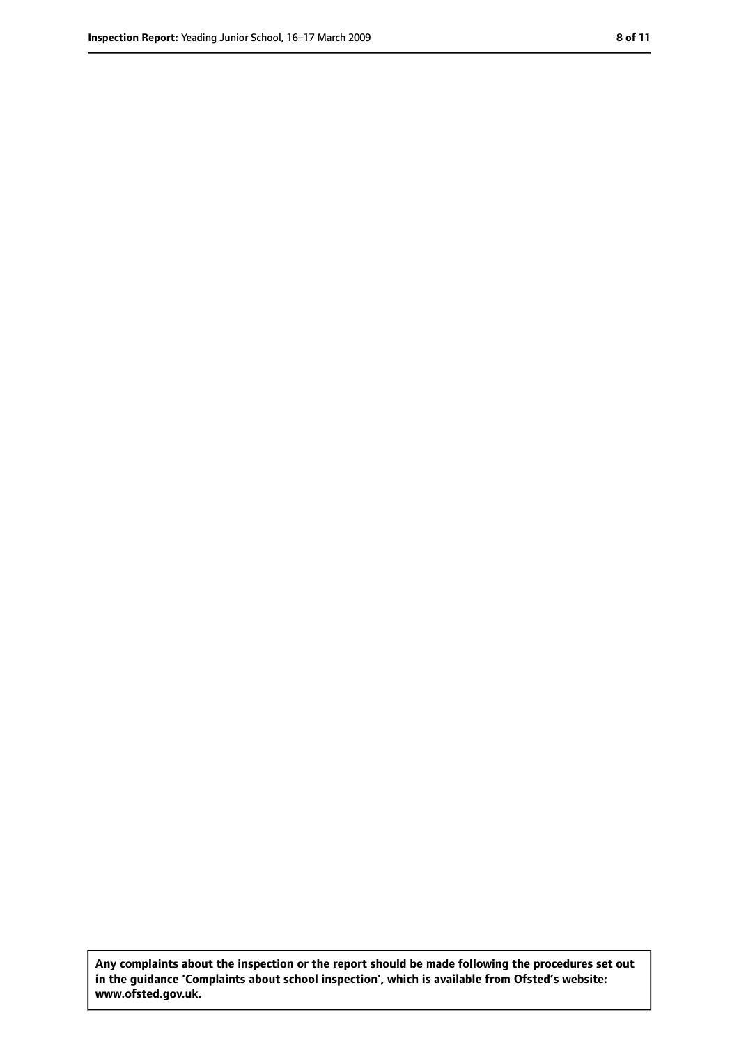**Any complaints about the inspection or the report should be made following the procedures set out in the guidance 'Complaints about school inspection', which is available from Ofsted's website: www.ofsted.gov.uk.**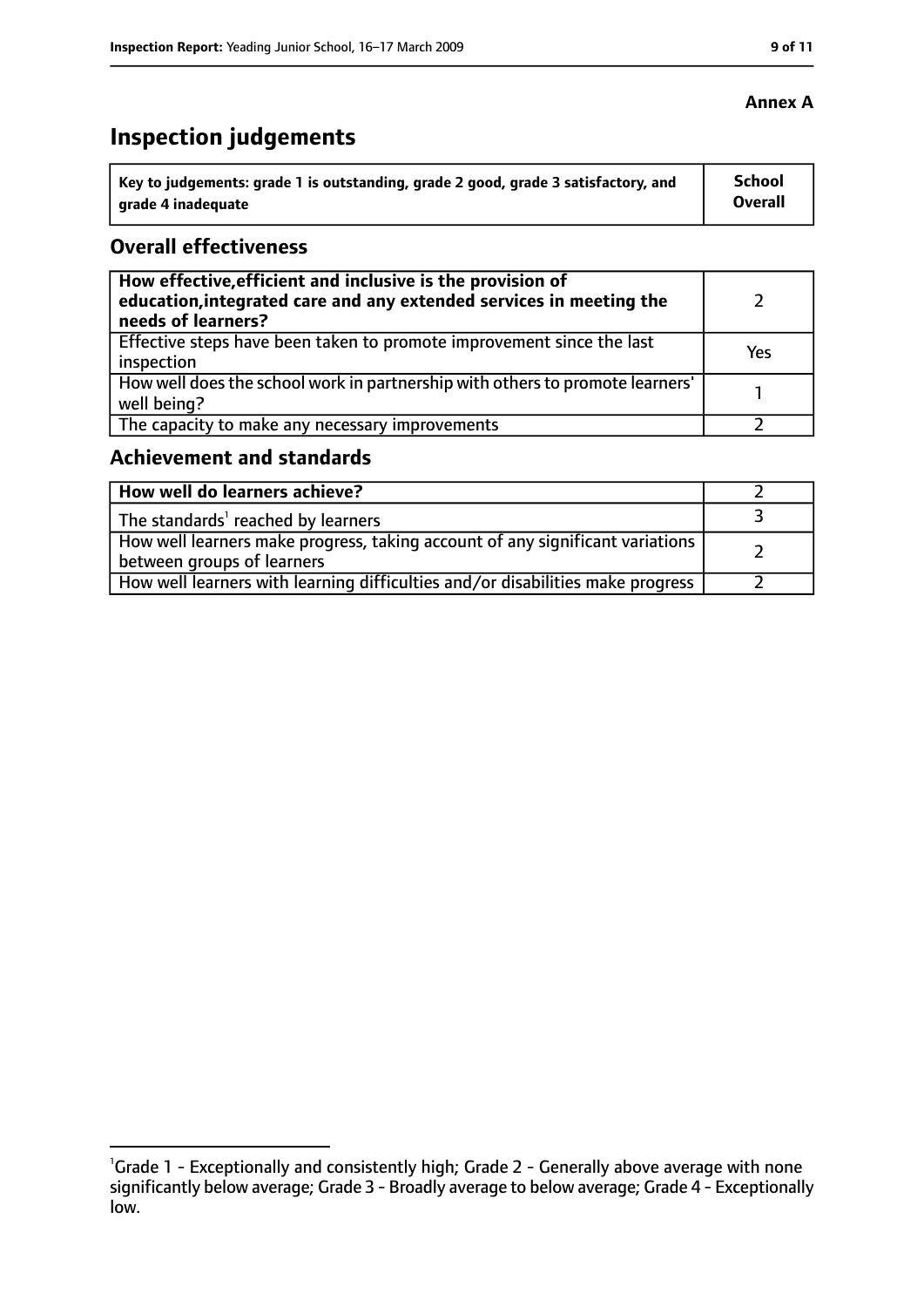**Annex A**

# Inspection judgements

| Key to judgements: grade 1 is outstanding, grade 2 good, grade 3 satisfactory, and grade 4 inadequate | School Overall |
|---|---|

## Overall effectiveness

| | |
|---|---|
| **How effective, efficient and inclusive is the provision of education, integrated care and any extended services in meeting the needs of learners?** | 2 |
| Effective steps have been taken to promote improvement since the last inspection | Yes |
| How well does the school work in partnership with others to promote learners' well being? | 1 |
| The capacity to make any necessary improvements | 2 |

## Achievement and standards

| | |
|---|---|
| **How well do learners achieve?** | 2 |
| The standards[1] reached by learners | 3 |
| How well learners make progress, taking account of any significant variations between groups of learners | 2 |
| How well learners with learning difficulties and/or disabilities make progress | 2 |

[1]Grade 1 - Exceptionally and consistently high; Grade 2 - Generally above average with none significantly below average; Grade 3 - Broadly average to below average; Grade 4 - Exceptionally low.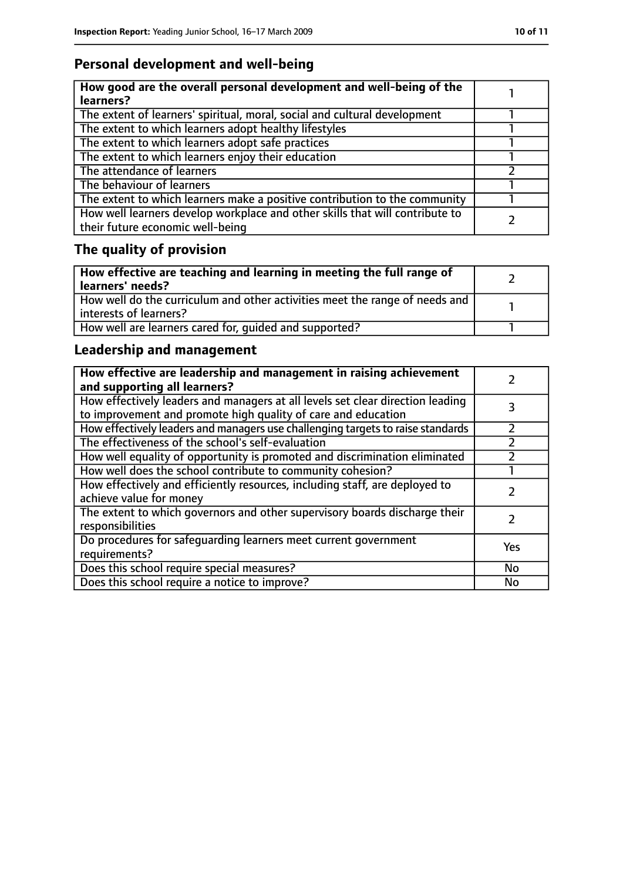## Personal development and well-being

| **How good are the overall personal development and well-being of the learners?** | 1 |
|---|---|
| The extent of learners' spiritual, moral, social and cultural development | 1 |
| The extent to which learners adopt healthy lifestyles | 1 |
| The extent to which learners adopt safe practices | 1 |
| The extent to which learners enjoy their education | 1 |
| The attendance of learners | 2 |
| The behaviour of learners | 1 |
| The extent to which learners make a positive contribution to the community | 1 |
| How well learners develop workplace and other skills that will contribute to their future economic well-being | 2 |

## The quality of provision

| **How effective are teaching and learning in meeting the full range of learners' needs?** | 2 |
|---|---|
| How well do the curriculum and other activities meet the range of needs and interests of learners? | 1 |
| How well are learners cared for, guided and supported? | 1 |

## Leadership and management

| **How effective are leadership and management in raising achievement and supporting all learners?** | 2 |
|---|---|
| How effectively leaders and managers at all levels set clear direction leading to improvement and promote high quality of care and education | 3 |
| How effectively leaders and managers use challenging targets to raise standards | 2 |
| The effectiveness of the school's self-evaluation | 2 |
| How well equality of opportunity is promoted and discrimination eliminated | 2 |
| How well does the school contribute to community cohesion? | 1 |
| How effectively and efficiently resources, including staff, are deployed to achieve value for money | 2 |
| The extent to which governors and other supervisory boards discharge their responsibilities | 2 |
| Do procedures for safeguarding learners meet current government requirements? | Yes |
| Does this school require special measures? | No |
| Does this school require a notice to improve? | No |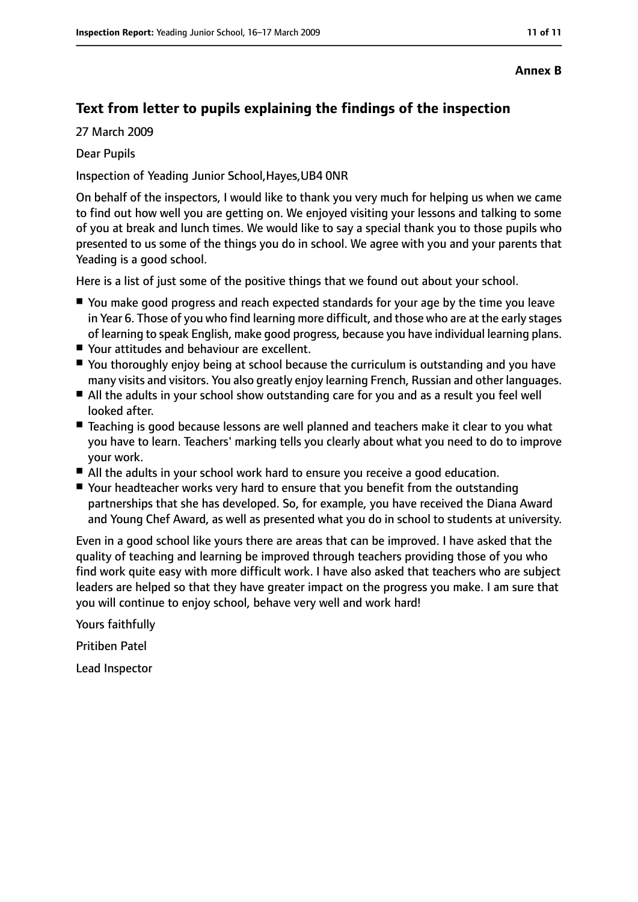**Annex B**

## Text from letter to pupils explaining the findings of the inspection

27 March 2009

Dear Pupils

Inspection of Yeading Junior School,Hayes,UB4 0NR

On behalf of the inspectors, I would like to thank you very much for helping us when we came to find out how well you are getting on. We enjoyed visiting your lessons and talking to some of you at break and lunch times. We would like to say a special thank you to those pupils who presented to us some of the things you do in school. We agree with you and your parents that Yeading is a good school.

Here is a list of just some of the positive things that we found out about your school.

- You make good progress and reach expected standards for your age by the time you leave in Year 6. Those of you who find learning more difficult, and those who are at the early stages of learning to speak English, make good progress, because you have individual learning plans.
- Your attitudes and behaviour are excellent.
- You thoroughly enjoy being at school because the curriculum is outstanding and you have many visits and visitors. You also greatly enjoy learning French, Russian and other languages.
- All the adults in your school show outstanding care for you and as a result you feel well looked after.
- Teaching is good because lessons are well planned and teachers make it clear to you what you have to learn. Teachers' marking tells you clearly about what you need to do to improve your work.
- All the adults in your school work hard to ensure you receive a good education.
- Your headteacher works very hard to ensure that you benefit from the outstanding partnerships that she has developed. So, for example, you have received the Diana Award and Young Chef Award, as well as presented what you do in school to students at university.

Even in a good school like yours there are areas that can be improved. I have asked that the quality of teaching and learning be improved through teachers providing those of you who find work quite easy with more difficult work. I have also asked that teachers who are subject leaders are helped so that they have greater impact on the progress you make. I am sure that you will continue to enjoy school, behave very well and work hard!

Yours faithfully

Pritiben Patel

Lead Inspector